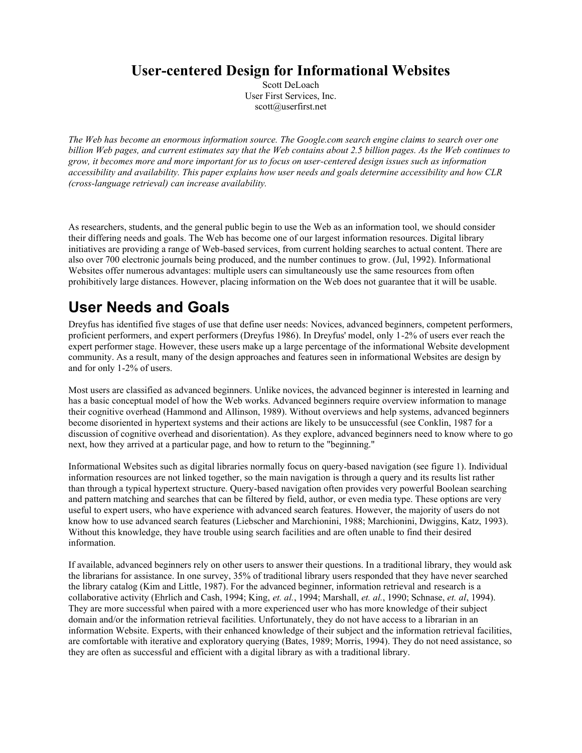# User-centered Design for Informational Websites

Scott DeLoach
User First Services, Inc.
scott@userfirst.net

*The Web has become an enormous information source. The Google.com search engine claims to search over one billion Web pages, and current estimates say that the Web contains about 2.5 billion pages. As the Web continues to grow, it becomes more and more important for us to focus on user-centered design issues such as information accessibility and availability. This paper explains how user needs and goals determine accessibility and how CLR (cross-language retrieval) can increase availability.*

As researchers, students, and the general public begin to use the Web as an information tool, we should consider their differing needs and goals. The Web has become one of our largest information resources. Digital library initiatives are providing a range of Web-based services, from current holding searches to actual content. There are also over 700 electronic journals being produced, and the number continues to grow. (Jul, 1992). Informational Websites offer numerous advantages: multiple users can simultaneously use the same resources from often prohibitively large distances. However, placing information on the Web does not guarantee that it will be usable.

## User Needs and Goals

Dreyfus has identified five stages of use that define user needs: Novices, advanced beginners, competent performers, proficient performers, and expert performers (Dreyfus 1986). In Dreyfus' model, only 1-2% of users ever reach the expert performer stage. However, these users make up a large percentage of the informational Website development community. As a result, many of the design approaches and features seen in informational Websites are design by and for only 1-2% of users.

Most users are classified as advanced beginners. Unlike novices, the advanced beginner is interested in learning and has a basic conceptual model of how the Web works. Advanced beginners require overview information to manage their cognitive overhead (Hammond and Allinson, 1989). Without overviews and help systems, advanced beginners become disoriented in hypertext systems and their actions are likely to be unsuccessful (see Conklin, 1987 for a discussion of cognitive overhead and disorientation). As they explore, advanced beginners need to know where to go next, how they arrived at a particular page, and how to return to the "beginning."

Informational Websites such as digital libraries normally focus on query-based navigation (see figure 1). Individual information resources are not linked together, so the main navigation is through a query and its results list rather than through a typical hypertext structure. Query-based navigation often provides very powerful Boolean searching and pattern matching and searches that can be filtered by field, author, or even media type. These options are very useful to expert users, who have experience with advanced search features. However, the majority of users do not know how to use advanced search features (Liebscher and Marchionini, 1988; Marchionini, Dwiggins, Katz, 1993). Without this knowledge, they have trouble using search facilities and are often unable to find their desired information.

If available, advanced beginners rely on other users to answer their questions. In a traditional library, they would ask the librarians for assistance. In one survey, 35% of traditional library users responded that they have never searched the library catalog (Kim and Little, 1987). For the advanced beginner, information retrieval and research is a collaborative activity (Ehrlich and Cash, 1994; King, *et. al.*, 1994; Marshall, *et. al.*, 1990; Schnase, *et. al*, 1994). They are more successful when paired with a more experienced user who has more knowledge of their subject domain and/or the information retrieval facilities. Unfortunately, they do not have access to a librarian in an information Website. Experts, with their enhanced knowledge of their subject and the information retrieval facilities, are comfortable with iterative and exploratory querying (Bates, 1989; Morris, 1994). They do not need assistance, so they are often as successful and efficient with a digital library as with a traditional library.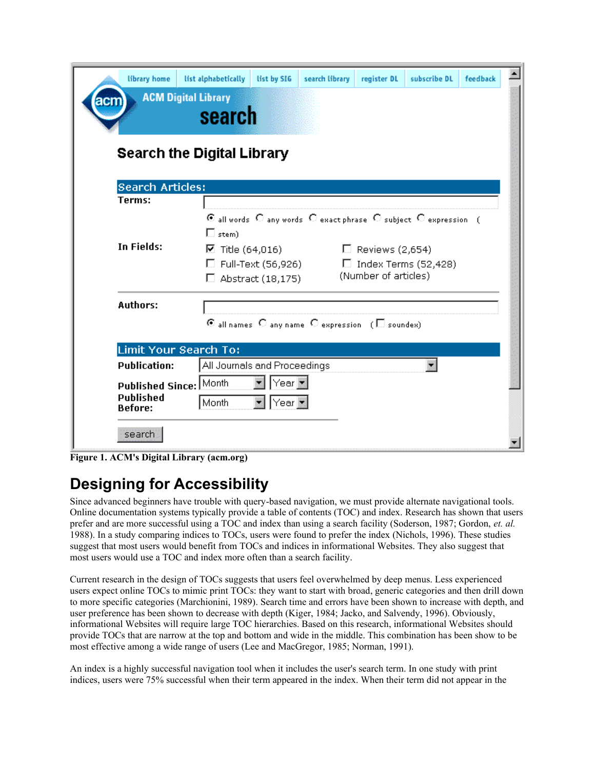**Figure 1. ACM's Digital Library (acm.org)**

# Designing for Accessibility

Since advanced beginners have trouble with query-based navigation, we must provide alternate navigational tools. Online documentation systems typically provide a table of contents (TOC) and index. Research has shown that users prefer and are more successful using a TOC and index than using a search facility (Soderson, 1987; Gordon, *et. al.* 1988). In a study comparing indices to TOCs, users were found to prefer the index (Nichols, 1996). These studies suggest that most users would benefit from TOCs and indices in informational Websites. They also suggest that most users would use a TOC and index more often than a search facility.

Current research in the design of TOCs suggests that users feel overwhelmed by deep menus. Less experienced users expect online TOCs to mimic print TOCs: they want to start with broad, generic categories and then drill down to more specific categories (Marchionini, 1989). Search time and errors have been shown to increase with depth, and user preference has been shown to decrease with depth (Kiger, 1984; Jacko, and Salvendy, 1996). Obviously, informational Websites will require large TOC hierarchies. Based on this research, informational Websites should provide TOCs that are narrow at the top and bottom and wide in the middle. This combination has been show to be most effective among a wide range of users (Lee and MacGregor, 1985; Norman, 1991).

An index is a highly successful navigation tool when it includes the user's search term. In one study with print indices, users were 75% successful when their term appeared in the index. When their term did not appear in the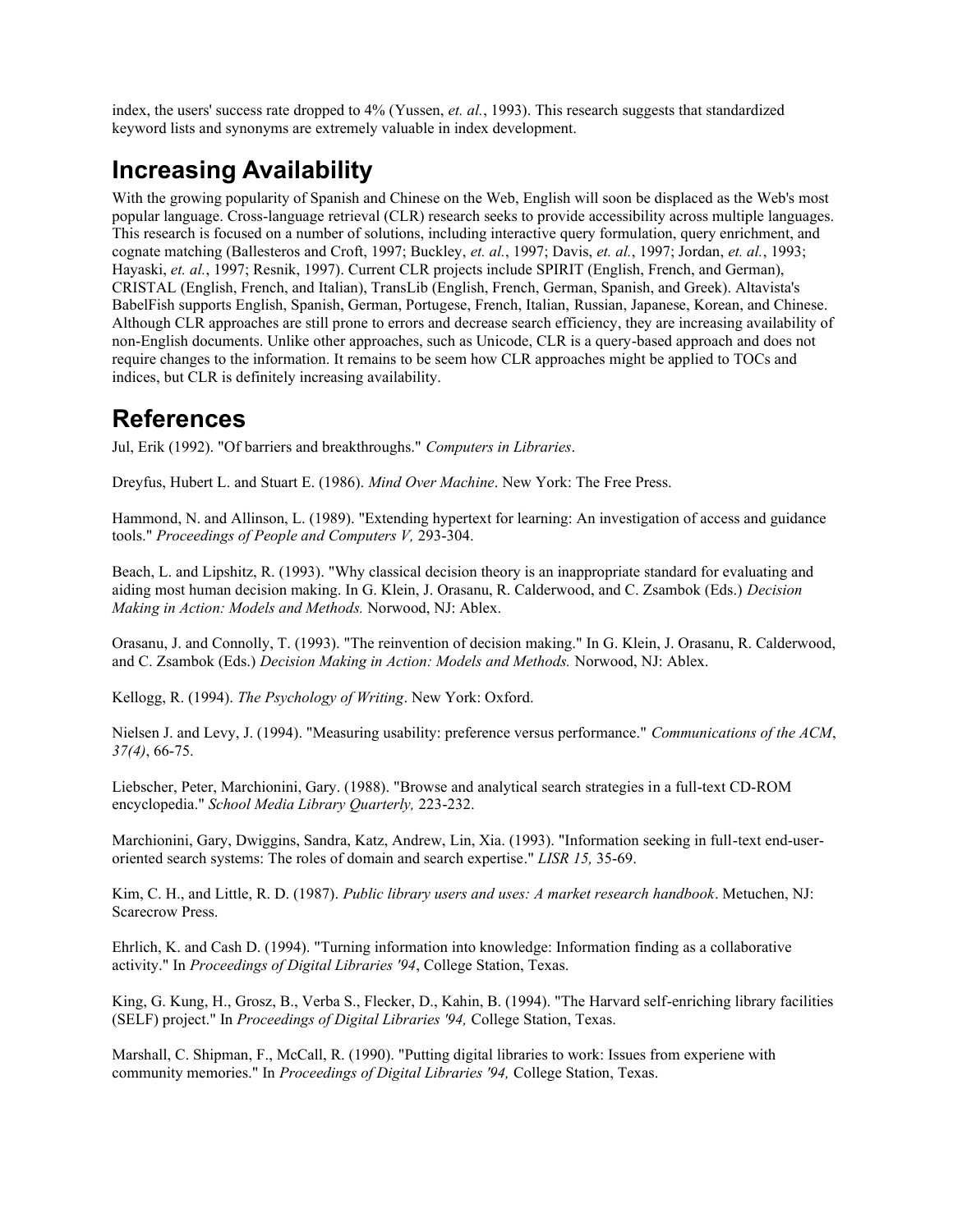index, the users' success rate dropped to 4% (Yussen, *et. al.*, 1993). This research suggests that standardized keyword lists and synonyms are extremely valuable in index development.

## Increasing Availability

With the growing popularity of Spanish and Chinese on the Web, English will soon be displaced as the Web's most popular language. Cross-language retrieval (CLR) research seeks to provide accessibility across multiple languages. This research is focused on a number of solutions, including interactive query formulation, query enrichment, and cognate matching (Ballesteros and Croft, 1997; Buckley, *et. al.*, 1997; Davis, *et. al.*, 1997; Jordan, *et. al.*, 1993; Hayaski, *et. al.*, 1997; Resnik, 1997). Current CLR projects include SPIRIT (English, French, and German), CRISTAL (English, French, and Italian), TransLib (English, French, German, Spanish, and Greek). Altavista's BabelFish supports English, Spanish, German, Portugese, French, Italian, Russian, Japanese, Korean, and Chinese. Although CLR approaches are still prone to errors and decrease search efficiency, they are increasing availability of non-English documents. Unlike other approaches, such as Unicode, CLR is a query-based approach and does not require changes to the information. It remains to be seem how CLR approaches might be applied to TOCs and indices, but CLR is definitely increasing availability.

## References

Jul, Erik (1992). "Of barriers and breakthroughs." *Computers in Libraries*.

Dreyfus, Hubert L. and Stuart E. (1986). *Mind Over Machine*. New York: The Free Press.

Hammond, N. and Allinson, L. (1989). "Extending hypertext for learning: An investigation of access and guidance tools." *Proceedings of People and Computers V,* 293-304.

Beach, L. and Lipshitz, R. (1993). "Why classical decision theory is an inappropriate standard for evaluating and aiding most human decision making. In G. Klein, J. Orasanu, R. Calderwood, and C. Zsambok (Eds.) *Decision Making in Action: Models and Methods.* Norwood, NJ: Ablex.

Orasanu, J. and Connolly, T. (1993). "The reinvention of decision making." In G. Klein, J. Orasanu, R. Calderwood, and C. Zsambok (Eds.) *Decision Making in Action: Models and Methods.* Norwood, NJ: Ablex.

Kellogg, R. (1994). *The Psychology of Writing*. New York: Oxford.

Nielsen J. and Levy, J. (1994). "Measuring usability: preference versus performance." *Communications of the ACM*, *37(4)*, 66-75.

Liebscher, Peter, Marchionini, Gary. (1988). "Browse and analytical search strategies in a full-text CD-ROM encyclopedia." *School Media Library Quarterly,* 223-232.

Marchionini, Gary, Dwiggins, Sandra, Katz, Andrew, Lin, Xia. (1993). "Information seeking in full-text end-user-oriented search systems: The roles of domain and search expertise." *LISR 15,* 35-69.

Kim, C. H., and Little, R. D. (1987). *Public library users and uses: A market research handbook*. Metuchen, NJ: Scarecrow Press.

Ehrlich, K. and Cash D. (1994). "Turning information into knowledge: Information finding as a collaborative activity." In *Proceedings of Digital Libraries '94*, College Station, Texas.

King, G. Kung, H., Grosz, B., Verba S., Flecker, D., Kahin, B. (1994). "The Harvard self-enriching library facilities (SELF) project." In *Proceedings of Digital Libraries '94,* College Station, Texas.

Marshall, C. Shipman, F., McCall, R. (1990). "Putting digital libraries to work: Issues from experiene with community memories." In *Proceedings of Digital Libraries '94,* College Station, Texas.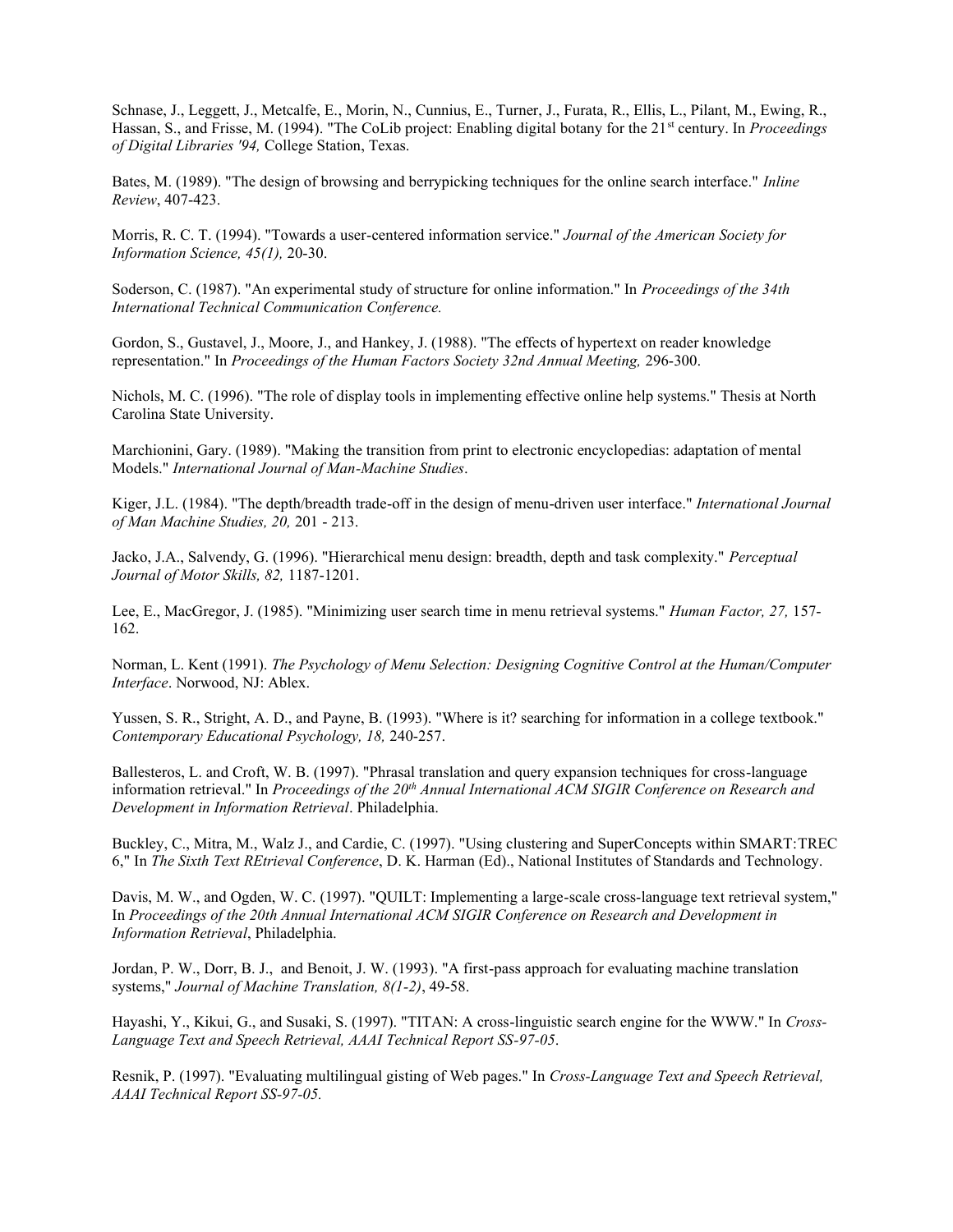Schnase, J., Leggett, J., Metcalfe, E., Morin, N., Cunnius, E., Turner, J., Furata, R., Ellis, L., Pilant, M., Ewing, R., Hassan, S., and Frisse, M. (1994). "The CoLib project: Enabling digital botany for the 21st century. In *Proceedings of Digital Libraries '94,* College Station, Texas.

Bates, M. (1989). "The design of browsing and berrypicking techniques for the online search interface." *Inline Review*, 407-423.

Morris, R. C. T. (1994). "Towards a user-centered information service." *Journal of the American Society for Information Science, 45(1),* 20-30.

Soderson, C. (1987). "An experimental study of structure for online information." In *Proceedings of the 34th International Technical Communication Conference.*

Gordon, S., Gustavel, J., Moore, J., and Hankey, J. (1988). "The effects of hypertext on reader knowledge representation." In *Proceedings of the Human Factors Society 32nd Annual Meeting,* 296-300.

Nichols, M. C. (1996). "The role of display tools in implementing effective online help systems." Thesis at North Carolina State University.

Marchionini, Gary. (1989). "Making the transition from print to electronic encyclopedias: adaptation of mental Models." *International Journal of Man-Machine Studies*.

Kiger, J.L. (1984). "The depth/breadth trade-off in the design of menu-driven user interface." *International Journal of Man Machine Studies, 20,* 201 - 213.

Jacko, J.A., Salvendy, G. (1996). "Hierarchical menu design: breadth, depth and task complexity." *Perceptual Journal of Motor Skills, 82,* 1187-1201.

Lee, E., MacGregor, J. (1985). "Minimizing user search time in menu retrieval systems." *Human Factor, 27,* 157-162.

Norman, L. Kent (1991). *The Psychology of Menu Selection: Designing Cognitive Control at the Human/Computer Interface*. Norwood, NJ: Ablex.

Yussen, S. R., Stright, A. D., and Payne, B. (1993). "Where is it? searching for information in a college textbook." *Contemporary Educational Psychology, 18,* 240-257.

Ballesteros, L. and Croft, W. B. (1997). "Phrasal translation and query expansion techniques for cross-language information retrieval." In *Proceedings of the 20th Annual International ACM SIGIR Conference on Research and Development in Information Retrieval*. Philadelphia.

Buckley, C., Mitra, M., Walz J., and Cardie, C. (1997). "Using clustering and SuperConcepts within SMART:TREC 6," In *The Sixth Text REtrieval Conference*, D. K. Harman (Ed)., National Institutes of Standards and Technology.

Davis, M. W., and Ogden, W. C. (1997). "QUILT: Implementing a large-scale cross-language text retrieval system," In *Proceedings of the 20th Annual International ACM SIGIR Conference on Research and Development in Information Retrieval*, Philadelphia.

Jordan, P. W., Dorr, B. J., and Benoit, J. W. (1993). "A first-pass approach for evaluating machine translation systems," *Journal of Machine Translation, 8(1-2)*, 49-58.

Hayashi, Y., Kikui, G., and Susaki, S. (1997). "TITAN: A cross-linguistic search engine for the WWW." In *Cross-Language Text and Speech Retrieval, AAAI Technical Report SS-97-05*.

Resnik, P. (1997). "Evaluating multilingual gisting of Web pages." In *Cross-Language Text and Speech Retrieval, AAAI Technical Report SS-97-05.*